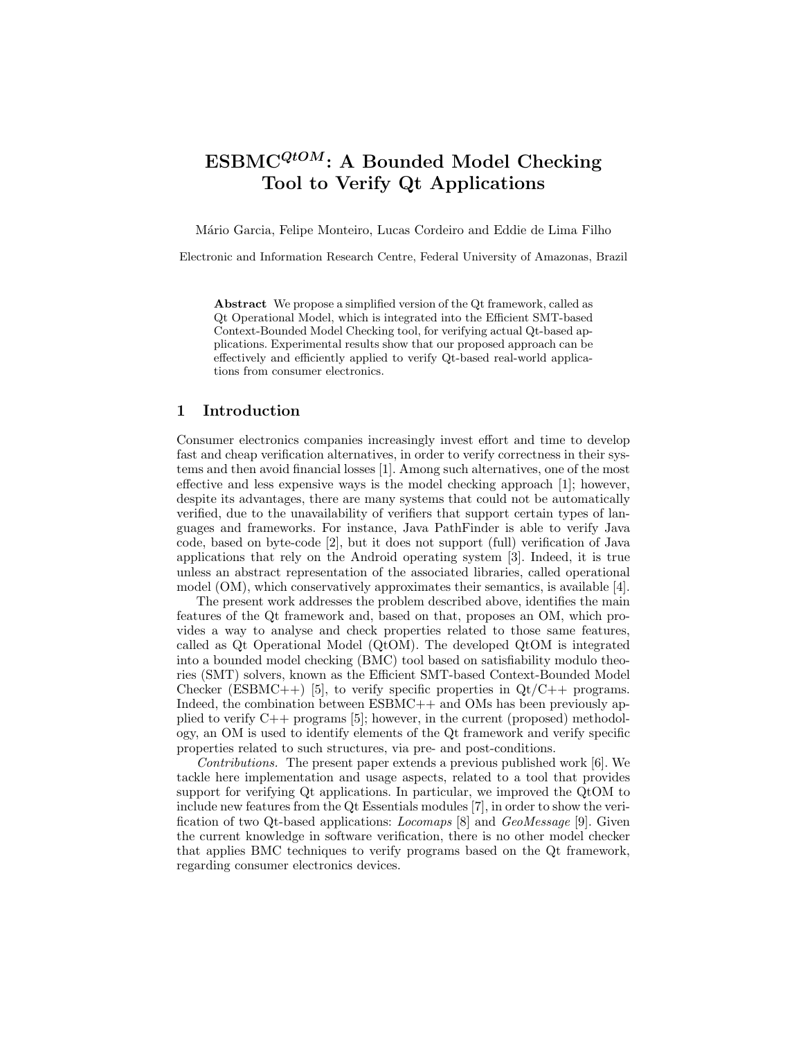# ESBMC$^{QtOM}$: A Bounded Model Checking Tool to Verify Qt Applications

Mário Garcia, Felipe Monteiro, Lucas Cordeiro and Eddie de Lima Filho

Electronic and Information Research Centre, Federal University of Amazonas, Brazil

**Abstract** We propose a simplified version of the Qt framework, called as Qt Operational Model, which is integrated into the Efficient SMT-based Context-Bounded Model Checking tool, for verifying actual Qt-based applications. Experimental results show that our proposed approach can be effectively and efficiently applied to verify Qt-based real-world applications from consumer electronics.

## 1 Introduction

Consumer electronics companies increasingly invest effort and time to develop fast and cheap verification alternatives, in order to verify correctness in their systems and then avoid financial losses [1]. Among such alternatives, one of the most effective and less expensive ways is the model checking approach [1]; however, despite its advantages, there are many systems that could not be automatically verified, due to the unavailability of verifiers that support certain types of languages and frameworks. For instance, Java PathFinder is able to verify Java code, based on byte-code [2], but it does not support (full) verification of Java applications that rely on the Android operating system [3]. Indeed, it is true unless an abstract representation of the associated libraries, called operational model (OM), which conservatively approximates their semantics, is available [4].

The present work addresses the problem described above, identifies the main features of the Qt framework and, based on that, proposes an OM, which provides a way to analyse and check properties related to those same features, called as Qt Operational Model (QtOM). The developed QtOM is integrated into a bounded model checking (BMC) tool based on satisfiability modulo theories (SMT) solvers, known as the Efficient SMT-based Context-Bounded Model Checker (ESBMC++) [5], to verify specific properties in Qt/C++ programs. Indeed, the combination between ESBMC++ and OMs has been previously applied to verify C++ programs [5]; however, in the current (proposed) methodology, an OM is used to identify elements of the Qt framework and verify specific properties related to such structures, via pre- and post-conditions.

*Contributions.* The present paper extends a previous published work [6]. We tackle here implementation and usage aspects, related to a tool that provides support for verifying Qt applications. In particular, we improved the QtOM to include new features from the Qt Essentials modules [7], in order to show the verification of two Qt-based applications: *Locomaps* [8] and *GeoMessage* [9]. Given the current knowledge in software verification, there is no other model checker that applies BMC techniques to verify programs based on the Qt framework, regarding consumer electronics devices.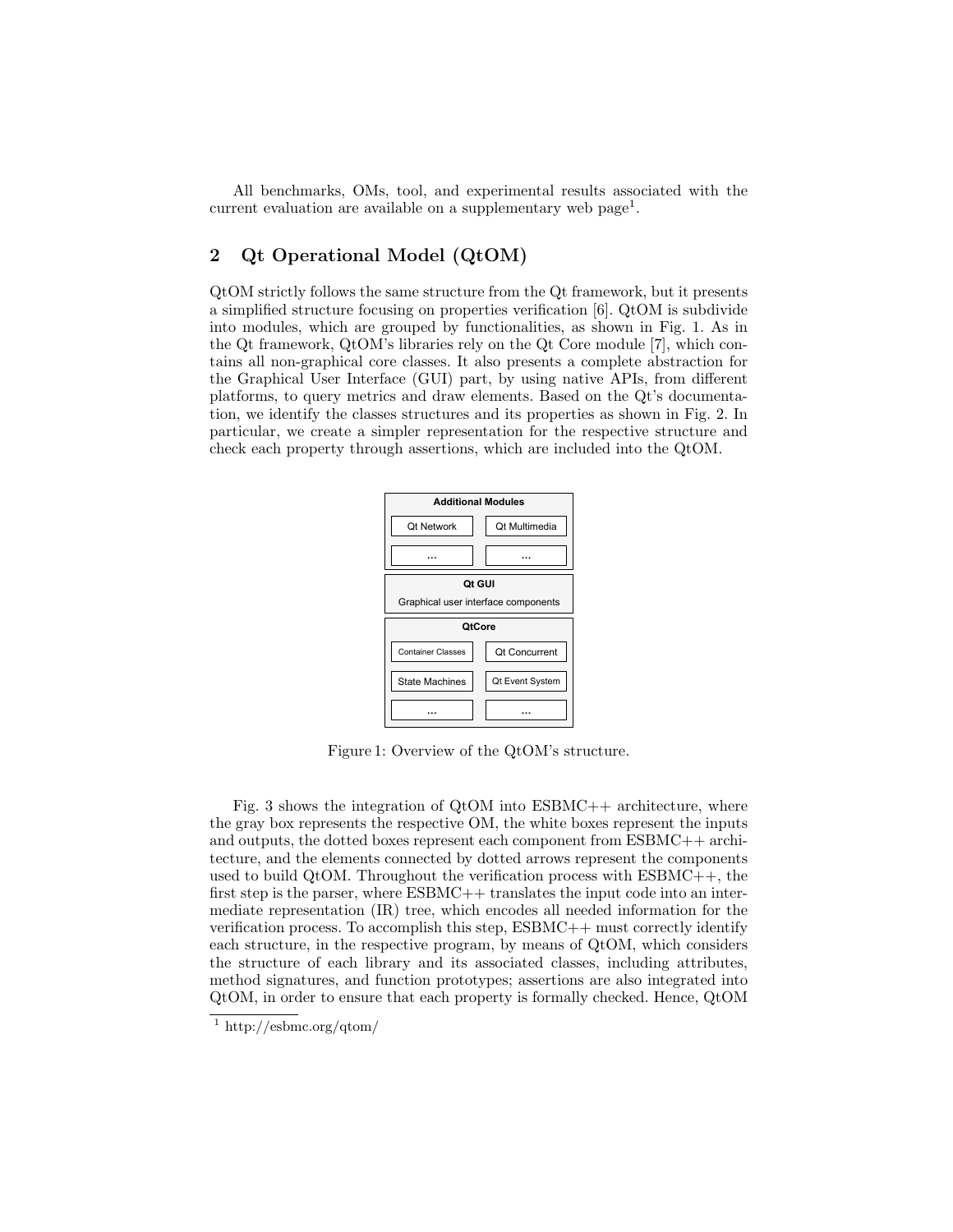All benchmarks, OMs, tool, and experimental results associated with the current evaluation are available on a supplementary web page[1].

## 2 Qt Operational Model (QtOM)

QtOM strictly follows the same structure from the Qt framework, but it presents a simplified structure focusing on properties verification [6]. QtOM is subdivide into modules, which are grouped by functionalities, as shown in Fig. 1. As in the Qt framework, QtOM's libraries rely on the Qt Core module [7], which contains all non-graphical core classes. It also presents a complete abstraction for the Graphical User Interface (GUI) part, by using native APIs, from different platforms, to query metrics and draw elements. Based on the Qt's documentation, we identify the classes structures and its properties as shown in Fig. 2. In particular, we create a simpler representation for the respective structure and check each property through assertions, which are included into the QtOM.

| Additional Modules | |
|---|---|
| Qt Network | Qt Multimedia |
| ... | ... |
| **Qt GUI** – Graphical user interface components | |
| **QtCore** | |
| Container Classes | Qt Concurrent |
| State Machines | Qt Event System |
| ... | ... |

Figure 1: Overview of the QtOM's structure.

Fig. 3 shows the integration of QtOM into ESBMC++ architecture, where the gray box represents the respective OM, the white boxes represent the inputs and outputs, the dotted boxes represent each component from ESBMC++ architecture, and the elements connected by dotted arrows represent the components used to build QtOM. Throughout the verification process with ESBMC++, the first step is the parser, where ESBMC++ translates the input code into an intermediate representation (IR) tree, which encodes all needed information for the verification process. To accomplish this step, ESBMC++ must correctly identify each structure, in the respective program, by means of QtOM, which considers the structure of each library and its associated classes, including attributes, method signatures, and function prototypes; assertions are also integrated into QtOM, in order to ensure that each property is formally checked. Hence, QtOM

[1] http://esbmc.org/qtom/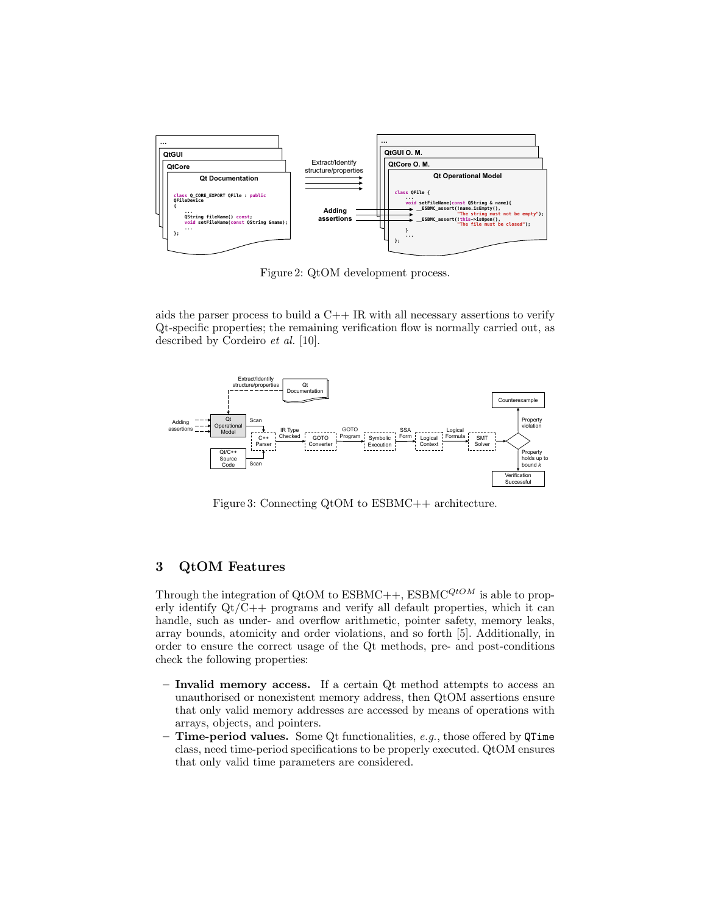Figure 2: QtOM development process.

aids the parser process to build a C++ IR with all necessary assertions to verify Qt-specific properties; the remaining verification flow is normally carried out, as described by Cordeiro *et al.* [10].

Figure 3: Connecting QtOM to ESBMC++ architecture.

## 3 QtOM Features

Through the integration of QtOM to ESBMC++, ESBMC$^{QtOM}$ is able to properly identify Qt/C++ programs and verify all default properties, which it can handle, such as under- and overflow arithmetic, pointer safety, memory leaks, array bounds, atomicity and order violations, and so forth [5]. Additionally, in order to ensure the correct usage of the Qt methods, pre- and post-conditions check the following properties:

- **Invalid memory access.** If a certain Qt method attempts to access an unauthorised or nonexistent memory address, then QtOM assertions ensure that only valid memory addresses are accessed by means of operations with arrays, objects, and pointers.
- **Time-period values.** Some Qt functionalities, *e.g.*, those offered by `QTime` class, need time-period specifications to be properly executed. QtOM ensures that only valid time parameters are considered.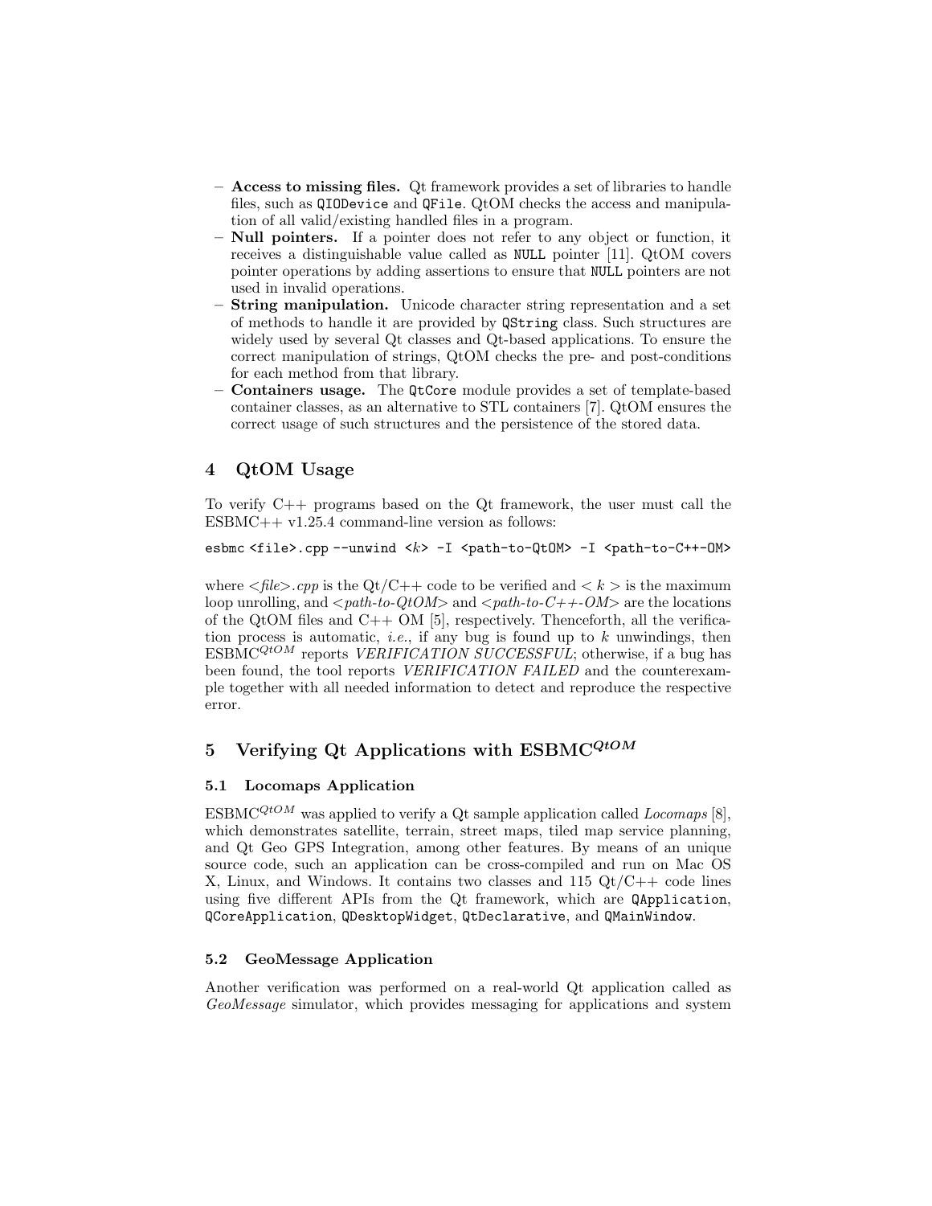- **Access to missing files.** Qt framework provides a set of libraries to handle files, such as `QIODevice` and `QFile`. QtOM checks the access and manipulation of all valid/existing handled files in a program.
- **Null pointers.** If a pointer does not refer to any object or function, it receives a distinguishable value called as `NULL` pointer [11]. QtOM covers pointer operations by adding assertions to ensure that `NULL` pointers are not used in invalid operations.
- **String manipulation.** Unicode character string representation and a set of methods to handle it are provided by `QString` class. Such structures are widely used by several Qt classes and Qt-based applications. To ensure the correct manipulation of strings, QtOM checks the pre- and post-conditions for each method from that library.
- **Containers usage.** The `QtCore` module provides a set of template-based container classes, as an alternative to STL containers [7]. QtOM ensures the correct usage of such structures and the persistence of the stored data.

## 4 QtOM Usage

To verify C++ programs based on the Qt framework, the user must call the ESBMC++ v1.25.4 command-line version as follows:

```
esbmc <file>.cpp --unwind <k> -I <path-to-QtOM> -I <path-to-C++-OM>
```

where <*file*>*.cpp* is the Qt/C++ code to be verified and $< k >$ is the maximum loop unrolling, and <*path-to-QtOM*> and <*path-to-C++-OM*> are the locations of the QtOM files and C++ OM [5], respectively. Thenceforth, all the verification process is automatic, *i.e.*, if any bug is found up to $k$ unwindings, then ESBMC$^{QtOM}$ reports *VERIFICATION SUCCESSFUL*; otherwise, if a bug has been found, the tool reports *VERIFICATION FAILED* and the counterexample together with all needed information to detect and reproduce the respective error.

## 5 Verifying Qt Applications with ESBMC$^{QtOM}$

### 5.1 Locomaps Application

ESBMC$^{QtOM}$ was applied to verify a Qt sample application called *Locomaps* [8], which demonstrates satellite, terrain, street maps, tiled map service planning, and Qt Geo GPS Integration, among other features. By means of an unique source code, such an application can be cross-compiled and run on Mac OS X, Linux, and Windows. It contains two classes and 115 Qt/C++ code lines using five different APIs from the Qt framework, which are `QApplication`, `QCoreApplication`, `QDesktopWidget`, `QtDeclarative`, and `QMainWindow`.

### 5.2 GeoMessage Application

Another verification was performed on a real-world Qt application called as *GeoMessage* simulator, which provides messaging for applications and system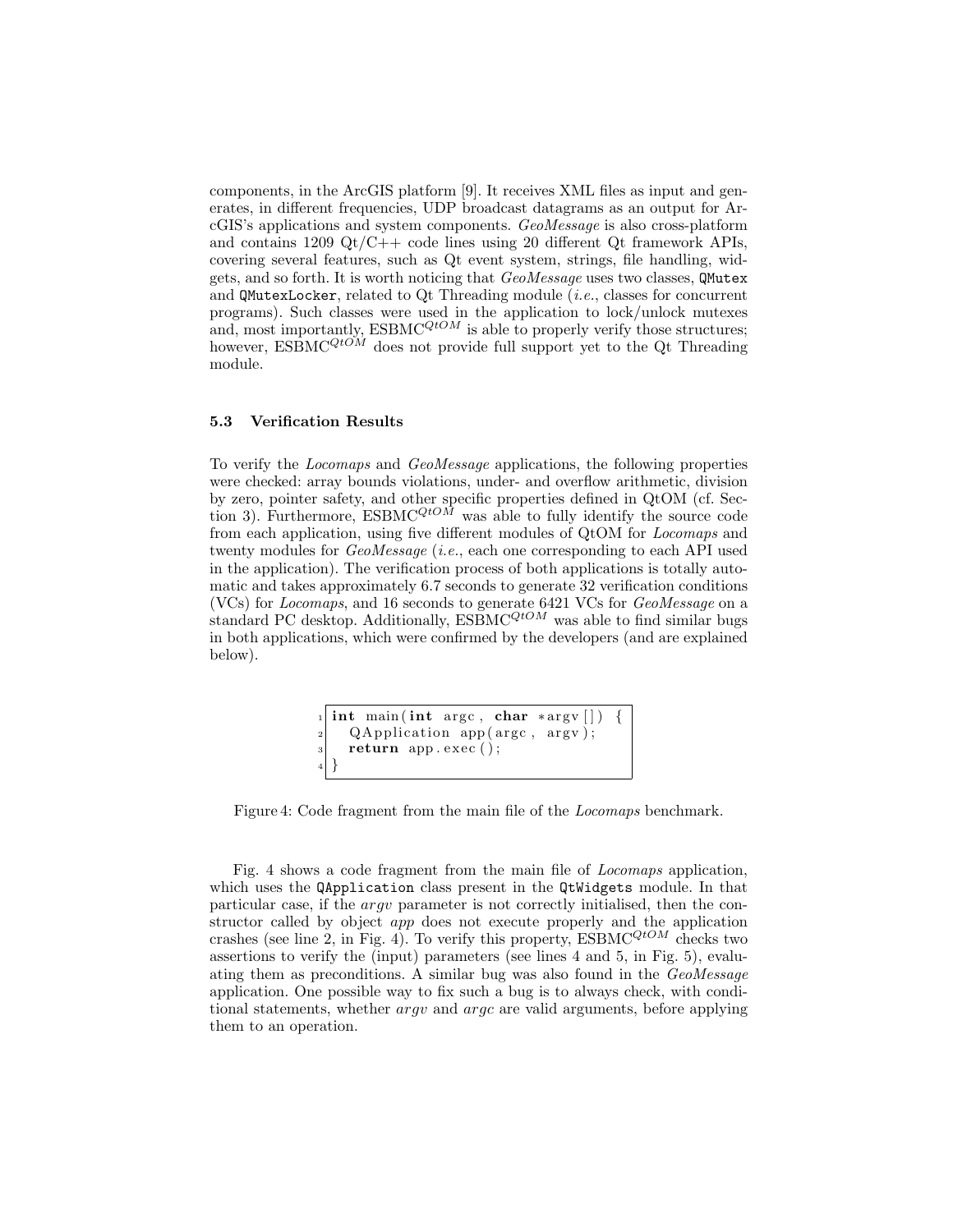components, in the ArcGIS platform [9]. It receives XML files as input and generates, in different frequencies, UDP broadcast datagrams as an output for ArcGIS's applications and system components. *GeoMessage* is also cross-platform and contains 1209 Qt/C++ code lines using 20 different Qt framework APIs, covering several features, such as Qt event system, strings, file handling, widgets, and so forth. It is worth noticing that *GeoMessage* uses two classes, `QMutex` and `QMutexLocker`, related to Qt Threading module (*i.e.*, classes for concurrent programs). Such classes were used in the application to lock/unlock mutexes and, most importantly, ESBMC$^{QtOM}$ is able to properly verify those structures; however, ESBMC$^{QtOM}$ does not provide full support yet to the Qt Threading module.

### 5.3 Verification Results

To verify the *Locomaps* and *GeoMessage* applications, the following properties were checked: array bounds violations, under- and overflow arithmetic, division by zero, pointer safety, and other specific properties defined in QtOM (cf. Section 3). Furthermore, ESBMC$^{QtOM}$ was able to fully identify the source code from each application, using five different modules of QtOM for *Locomaps* and twenty modules for *GeoMessage* (*i.e.*, each one corresponding to each API used in the application). The verification process of both applications is totally automatic and takes approximately 6.7 seconds to generate 32 verification conditions (VCs) for *Locomaps*, and 16 seconds to generate 6421 VCs for *GeoMessage* on a standard PC desktop. Additionally, ESBMC$^{QtOM}$ was able to find similar bugs in both applications, which were confirmed by the developers (and are explained below).

```
1 int main(int argc, char *argv[]) {
2   QApplication app(argc, argv);
3   return app.exec();
4 }
```

Figure 4: Code fragment from the main file of the *Locomaps* benchmark.

Fig. 4 shows a code fragment from the main file of *Locomaps* application, which uses the `QApplication` class present in the `QtWidgets` module. In that particular case, if the *argv* parameter is not correctly initialised, then the constructor called by object *app* does not execute properly and the application crashes (see line 2, in Fig. 4). To verify this property, ESBMC$^{QtOM}$ checks two assertions to verify the (input) parameters (see lines 4 and 5, in Fig. 5), evaluating them as preconditions. A similar bug was also found in the *GeoMessage* application. One possible way to fix such a bug is to always check, with conditional statements, whether *argv* and *argc* are valid arguments, before applying them to an operation.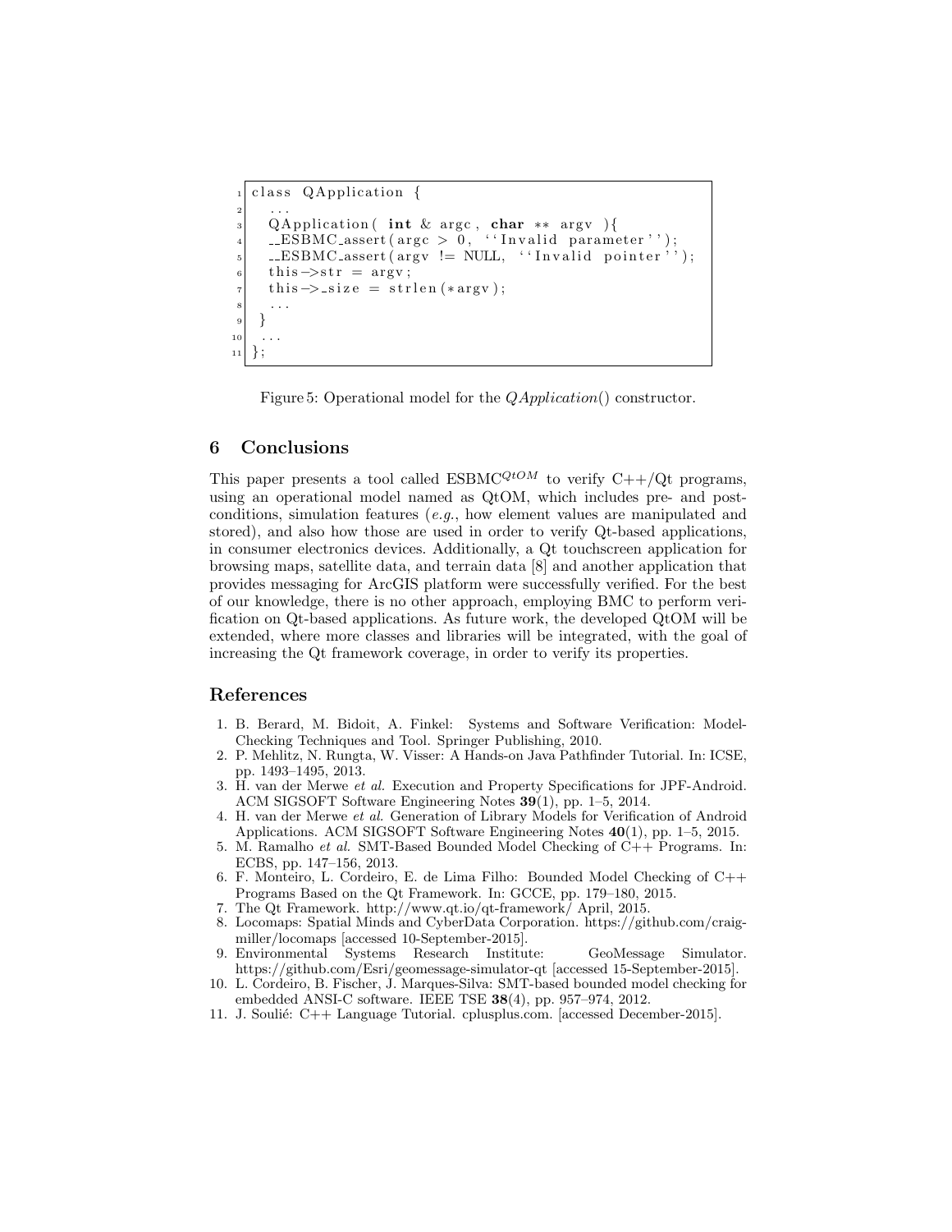```
class QApplication {
  ...
  QApplication( int & argc, char ** argv ){
   __ESBMC_assert(argc > 0, ''Invalid parameter'');
   __ESBMC_assert(argv != NULL, ''Invalid pointer'');
   this->str = argv;
   this->_size = strlen(*argv);
   ...
 }
 ...
};
```

Figure 5: Operational model for the *QApplication*() constructor.

## 6 Conclusions

This paper presents a tool called ESBMC$^{QtOM}$ to verify C++/Qt programs, using an operational model named as QtOM, which includes pre- and post-conditions, simulation features (*e.g.*, how element values are manipulated and stored), and also how those are used in order to verify Qt-based applications, in consumer electronics devices. Additionally, a Qt touchscreen application for browsing maps, satellite data, and terrain data [8] and another application that provides messaging for ArcGIS platform were successfully verified. For the best of our knowledge, there is no other approach, employing BMC to perform verification on Qt-based applications. As future work, the developed QtOM will be extended, where more classes and libraries will be integrated, with the goal of increasing the Qt framework coverage, in order to verify its properties.

## References

1. B. Berard, M. Bidoit, A. Finkel: Systems and Software Verification: Model-Checking Techniques and Tool. Springer Publishing, 2010.
2. P. Mehlitz, N. Rungta, W. Visser: A Hands-on Java Pathfinder Tutorial. In: ICSE, pp. 1493–1495, 2013.
3. H. van der Merwe *et al.* Execution and Property Specifications for JPF-Android. ACM SIGSOFT Software Engineering Notes **39**(1), pp. 1–5, 2014.
4. H. van der Merwe *et al.* Generation of Library Models for Verification of Android Applications. ACM SIGSOFT Software Engineering Notes **40**(1), pp. 1–5, 2015.
5. M. Ramalho *et al.* SMT-Based Bounded Model Checking of C++ Programs. In: ECBS, pp. 147–156, 2013.
6. F. Monteiro, L. Cordeiro, E. de Lima Filho: Bounded Model Checking of C++ Programs Based on the Qt Framework. In: GCCE, pp. 179–180, 2015.
7. The Qt Framework. http://www.qt.io/qt-framework/ April, 2015.
8. Locomaps: Spatial Minds and CyberData Corporation. https://github.com/craig-miller/locomaps [accessed 10-September-2015].
9. Environmental Systems Research Institute: GeoMessage Simulator. https://github.com/Esri/geomessage-simulator-qt [accessed 15-September-2015].
10. L. Cordeiro, B. Fischer, J. Marques-Silva: SMT-based bounded model checking for embedded ANSI-C software. IEEE TSE **38**(4), pp. 957–974, 2012.
11. J. Soulié: C++ Language Tutorial. cplusplus.com. [accessed December-2015].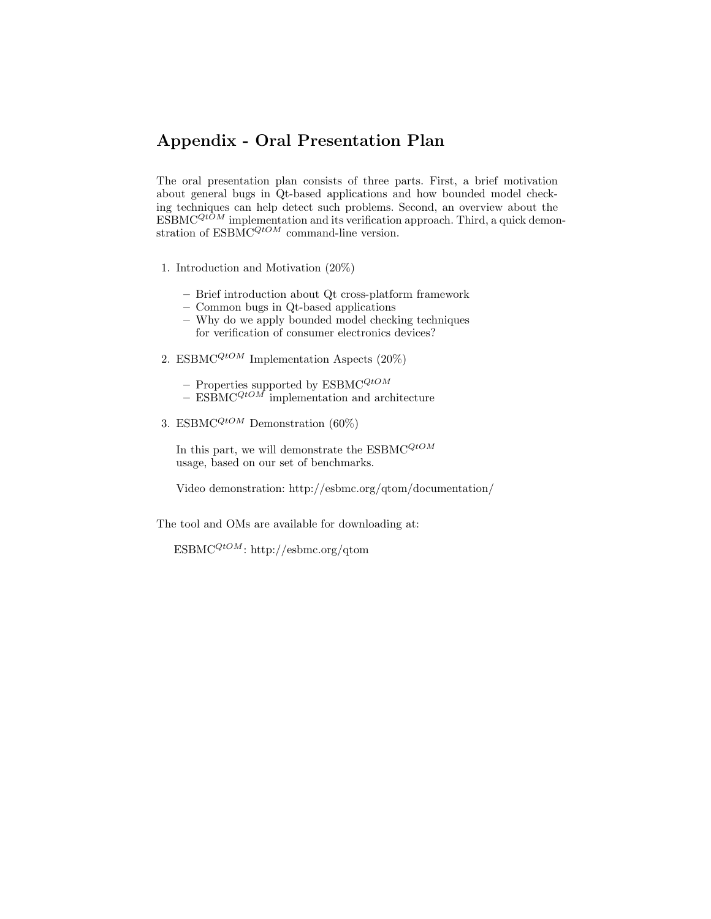## Appendix - Oral Presentation Plan

The oral presentation plan consists of three parts. First, a brief motivation about general bugs in Qt-based applications and how bounded model checking techniques can help detect such problems. Second, an overview about the ESBMC$^{QtOM}$ implementation and its verification approach. Third, a quick demonstration of ESBMC$^{QtOM}$ command-line version.

1. Introduction and Motivation (20%)
   - Brief introduction about Qt cross-platform framework
   - Common bugs in Qt-based applications
   - Why do we apply bounded model checking techniques for verification of consumer electronics devices?
2. ESBMC$^{QtOM}$ Implementation Aspects (20%)
   - Properties supported by ESBMC$^{QtOM}$
   - ESBMC$^{QtOM}$ implementation and architecture
3. ESBMC$^{QtOM}$ Demonstration (60%)

   In this part, we will demonstrate the ESBMC$^{QtOM}$ usage, based on our set of benchmarks.

   Video demonstration: http://esbmc.org/qtom/documentation/

The tool and OMs are available for downloading at:

ESBMC$^{QtOM}$: http://esbmc.org/qtom